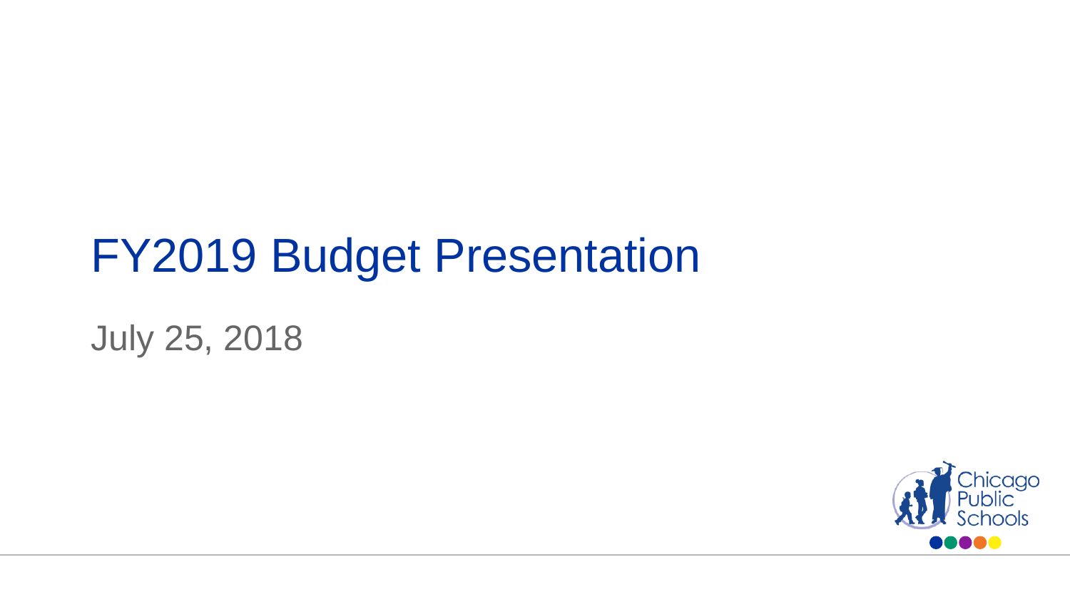# FY2019 Budget Presentation

July 25, 2018

Chicago Public Schools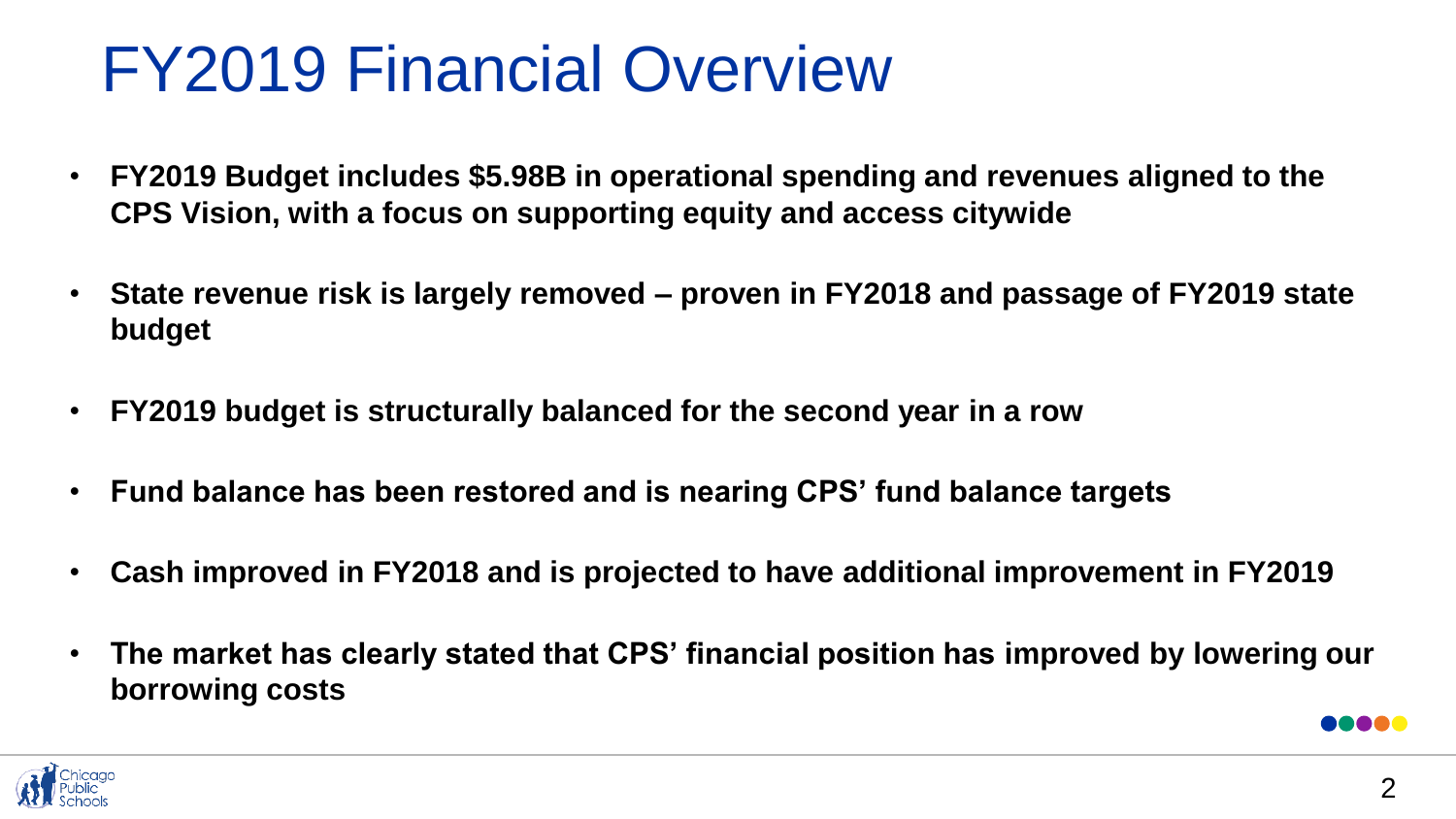# FY2019 Financial Overview

- **FY2019 Budget includes $5.98B in operational spending and revenues aligned to the CPS Vision, with a focus on supporting equity and access citywide**
- **State revenue risk is largely removed – proven in FY2018 and passage of FY2019 state budget**
- **FY2019 budget is structurally balanced for the second year in a row**
- **Fund balance has been restored and is nearing CPS' fund balance targets**
- **Cash improved in FY2018 and is projected to have additional improvement in FY2019**
- **The market has clearly stated that CPS' financial position has improved by lowering our borrowing costs**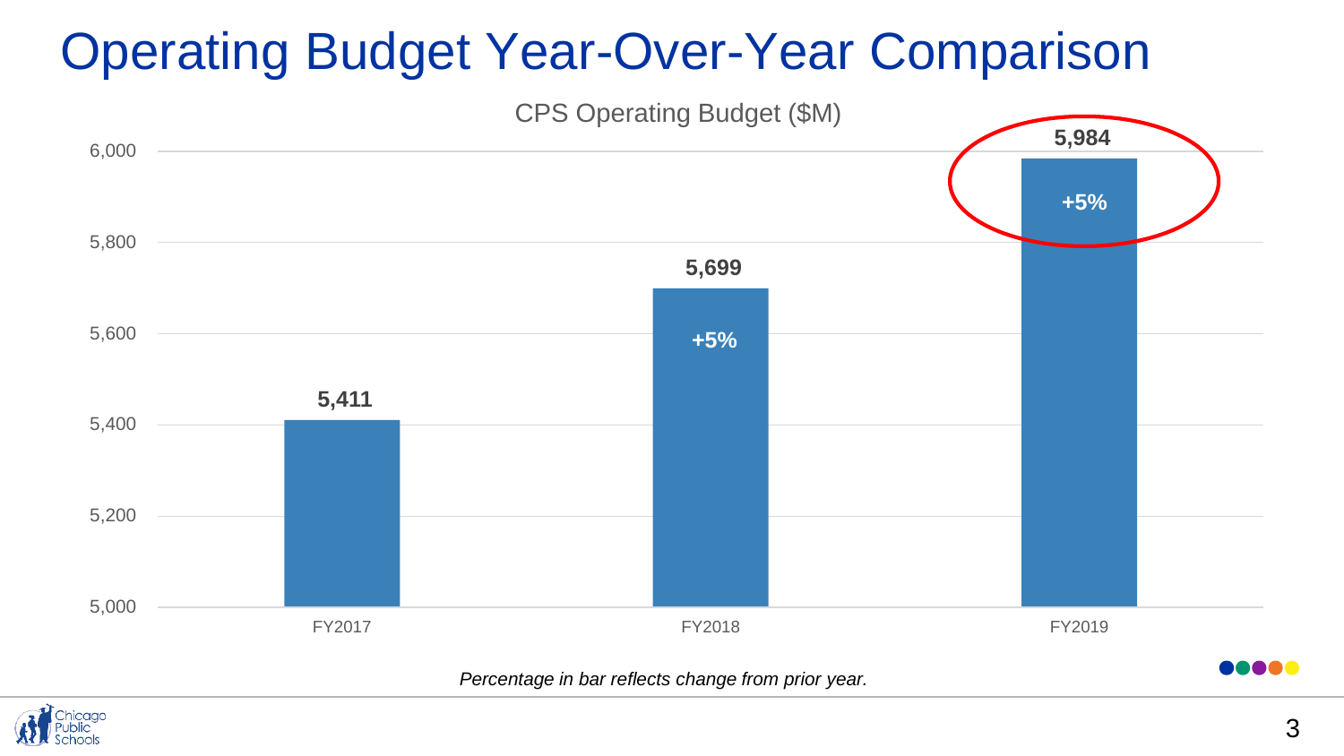# Operating Budget Year-Over-Year Comparison

CPS Operating Budget ($M)

| Fiscal Year | Operating Budget ($M) | Change from Prior Year |
| --- | --- | --- |
| FY2017 | 5,411 | |
| FY2018 | 5,699 | +5% |
| FY2019 | 5,984 | +5% |

*Percentage in bar reflects change from prior year.*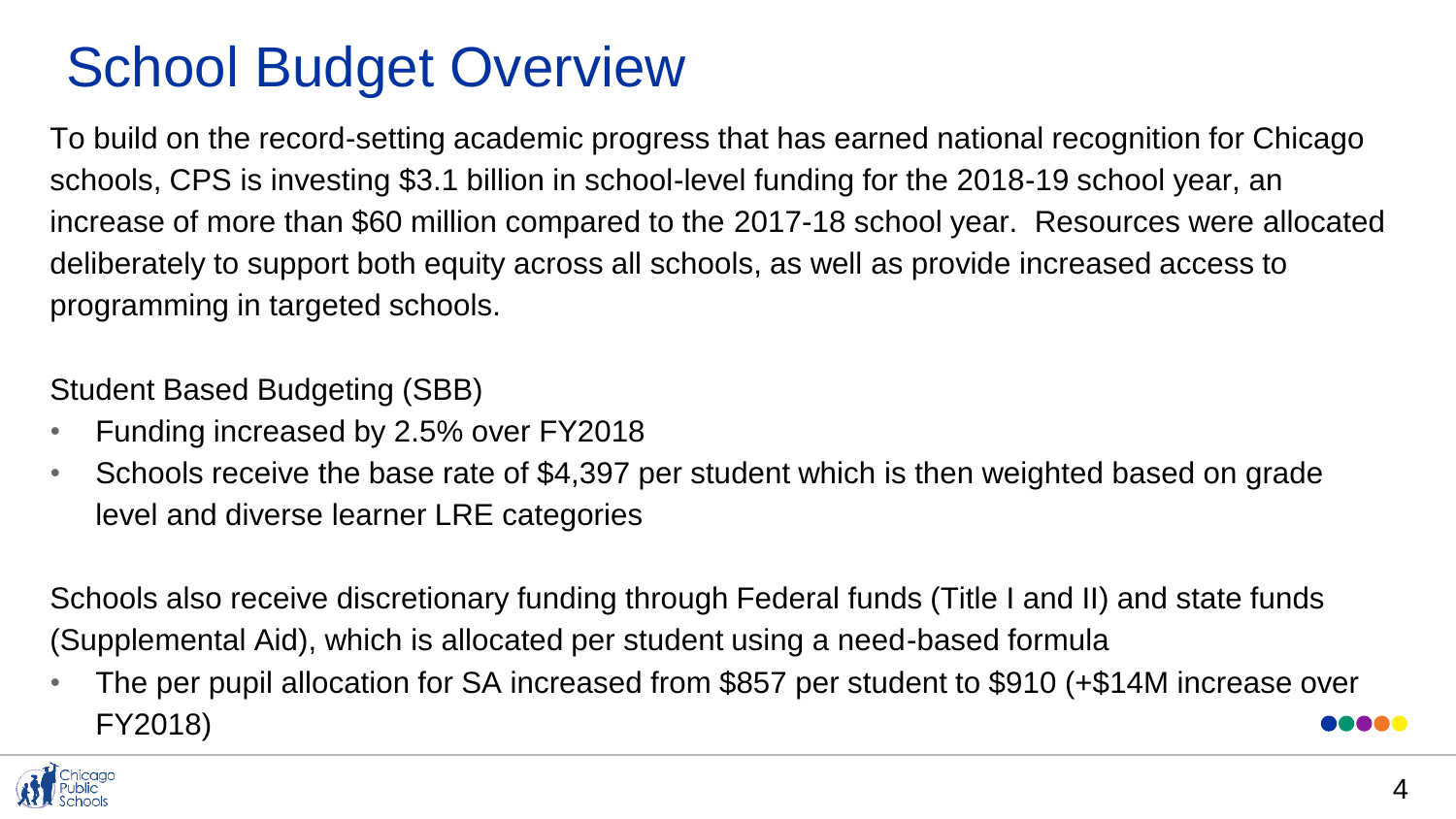# School Budget Overview

To build on the record-setting academic progress that has earned national recognition for Chicago schools, CPS is investing $3.1 billion in school-level funding for the 2018-19 school year, an increase of more than $60 million compared to the 2017-18 school year. Resources were allocated deliberately to support both equity across all schools, as well as provide increased access to programming in targeted schools.

Student Based Budgeting (SBB)

- Funding increased by 2.5% over FY2018
- Schools receive the base rate of $4,397 per student which is then weighted based on grade level and diverse learner LRE categories

Schools also receive discretionary funding through Federal funds (Title I and II) and state funds (Supplemental Aid), which is allocated per student using a need-based formula

- The per pupil allocation for SA increased from $857 per student to $910 (+$14M increase over FY2018)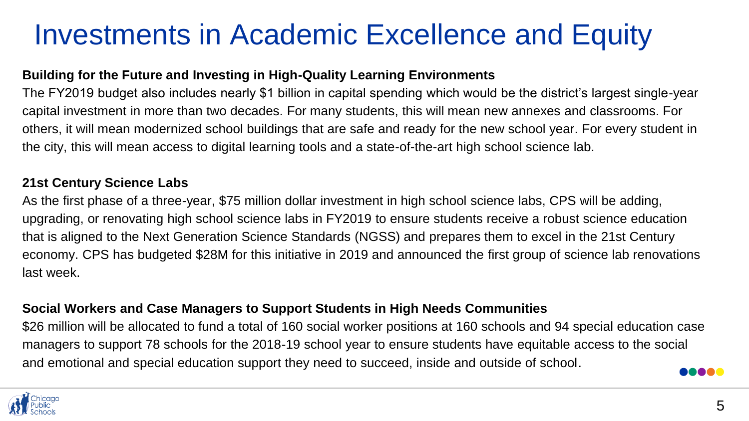# Investments in Academic Excellence and Equity

**Building for the Future and Investing in High-Quality Learning Environments**

The FY2019 budget also includes nearly $1 billion in capital spending which would be the district's largest single-year capital investment in more than two decades. For many students, this will mean new annexes and classrooms. For others, it will mean modernized school buildings that are safe and ready for the new school year. For every student in the city, this will mean access to digital learning tools and a state-of-the-art high school science lab.

**21st Century Science Labs**

As the first phase of a three-year, $75 million dollar investment in high school science labs, CPS will be adding, upgrading, or renovating high school science labs in FY2019 to ensure students receive a robust science education that is aligned to the Next Generation Science Standards (NGSS) and prepares them to excel in the 21st Century economy. CPS has budgeted $28M for this initiative in 2019 and announced the first group of science lab renovations last week.

**Social Workers and Case Managers to Support Students in High Needs Communities**

$26 million will be allocated to fund a total of 160 social worker positions at 160 schools and 94 special education case managers to support 78 schools for the 2018-19 school year to ensure students have equitable access to the social and emotional and special education support they need to succeed, inside and outside of school.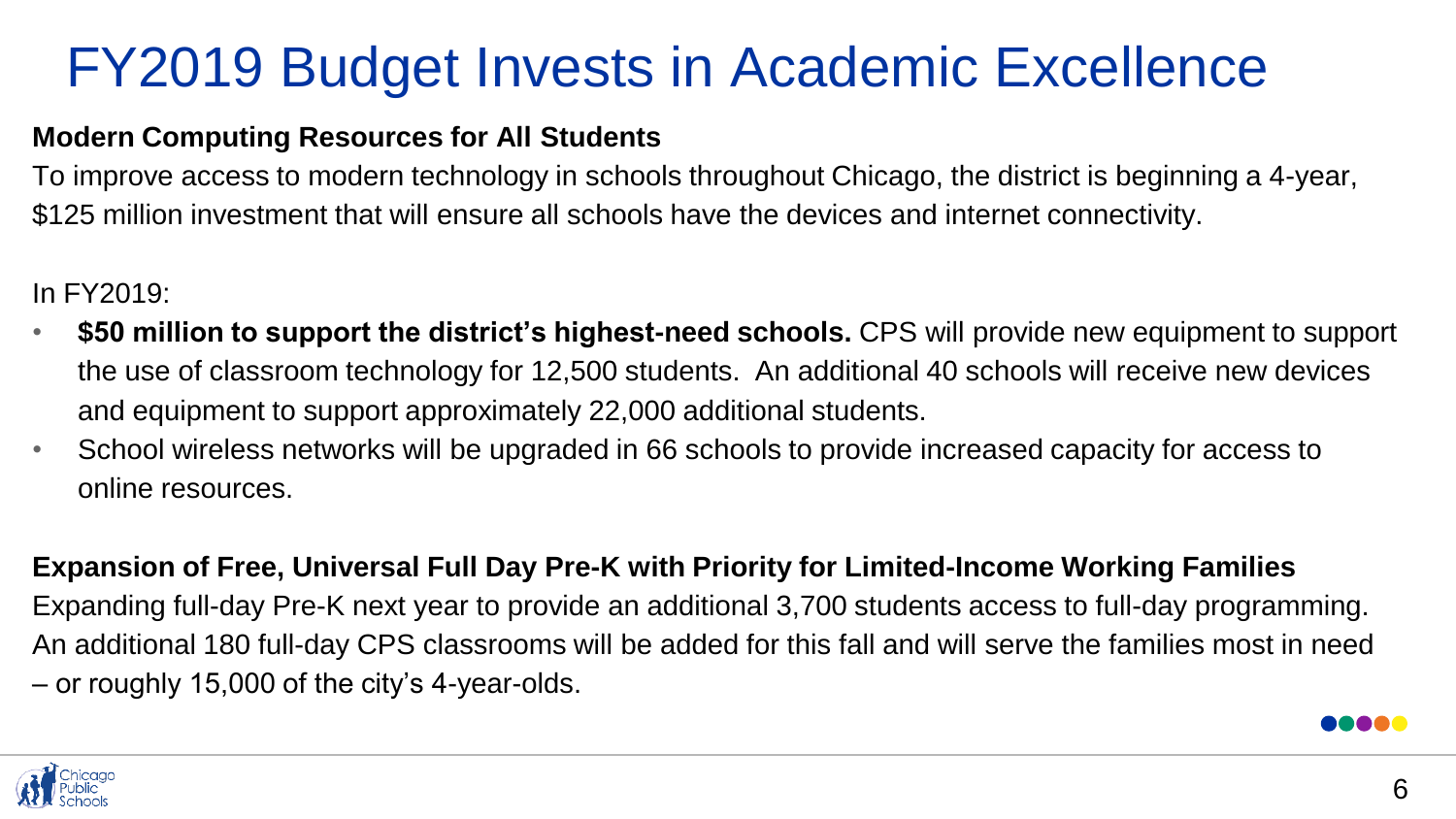# FY2019 Budget Invests in Academic Excellence

**Modern Computing Resources for All Students**

To improve access to modern technology in schools throughout Chicago, the district is beginning a 4-year, $125 million investment that will ensure all schools have the devices and internet connectivity.

In FY2019:

- **$50 million to support the district's highest-need schools.** CPS will provide new equipment to support the use of classroom technology for 12,500 students. An additional 40 schools will receive new devices and equipment to support approximately 22,000 additional students.
- School wireless networks will be upgraded in 66 schools to provide increased capacity for access to online resources.

**Expansion of Free, Universal Full Day Pre-K with Priority for Limited-Income Working Families**

Expanding full-day Pre-K next year to provide an additional 3,700 students access to full-day programming. An additional 180 full-day CPS classrooms will be added for this fall and will serve the families most in need – or roughly 15,000 of the city's 4-year-olds.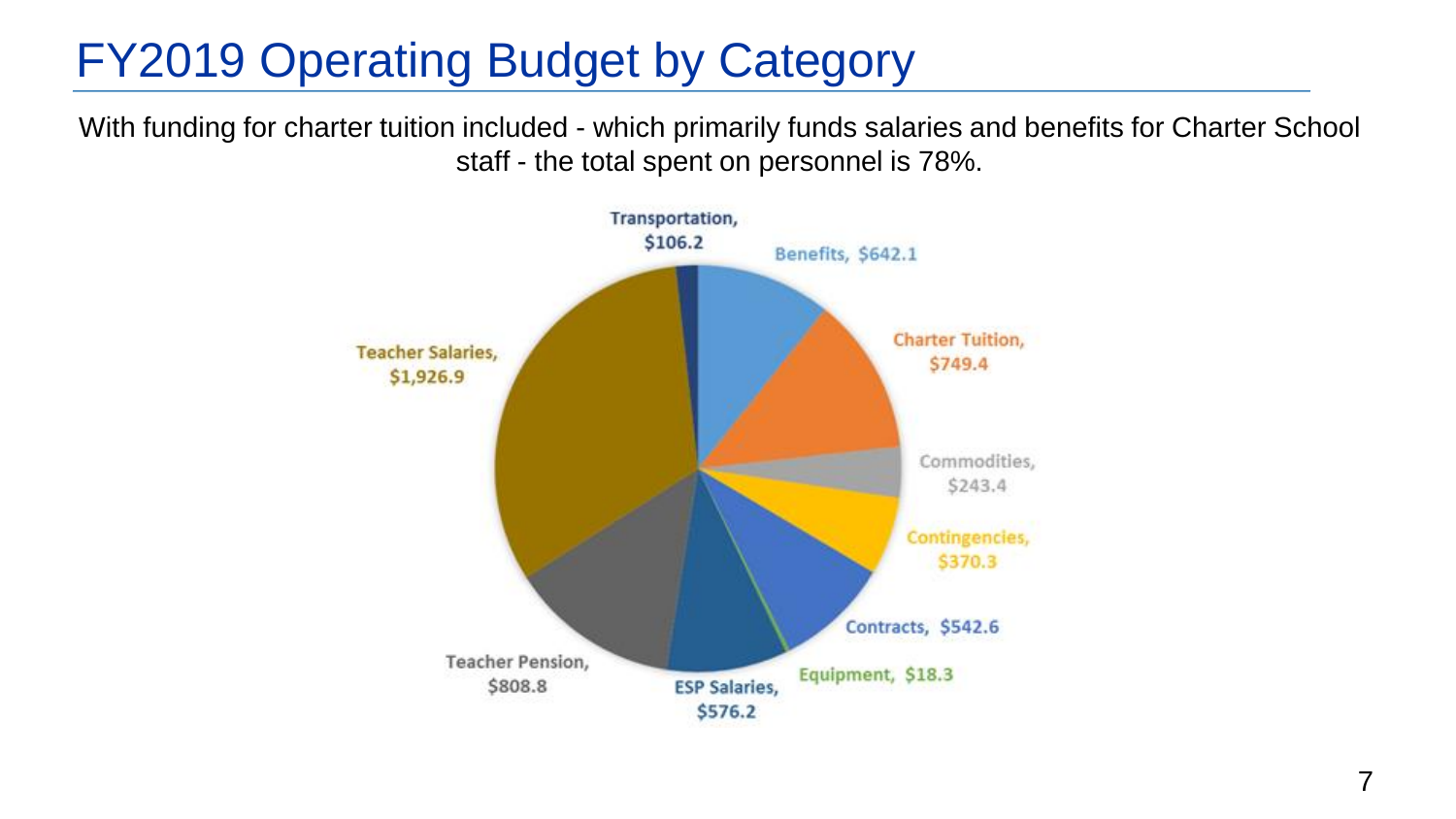# FY2019 Operating Budget by Category

With funding for charter tuition included - which primarily funds salaries and benefits for Charter School staff - the total spent on personnel is 78%.

Transportation, $106.2

Benefits, $642.1

Charter Tuition, $749.4

Commodities, $243.4

Contingencies, $370.3

Contracts, $542.6

Equipment, $18.3

ESP Salaries, $576.2

Teacher Pension, $808.8

Teacher Salaries, $1,926.9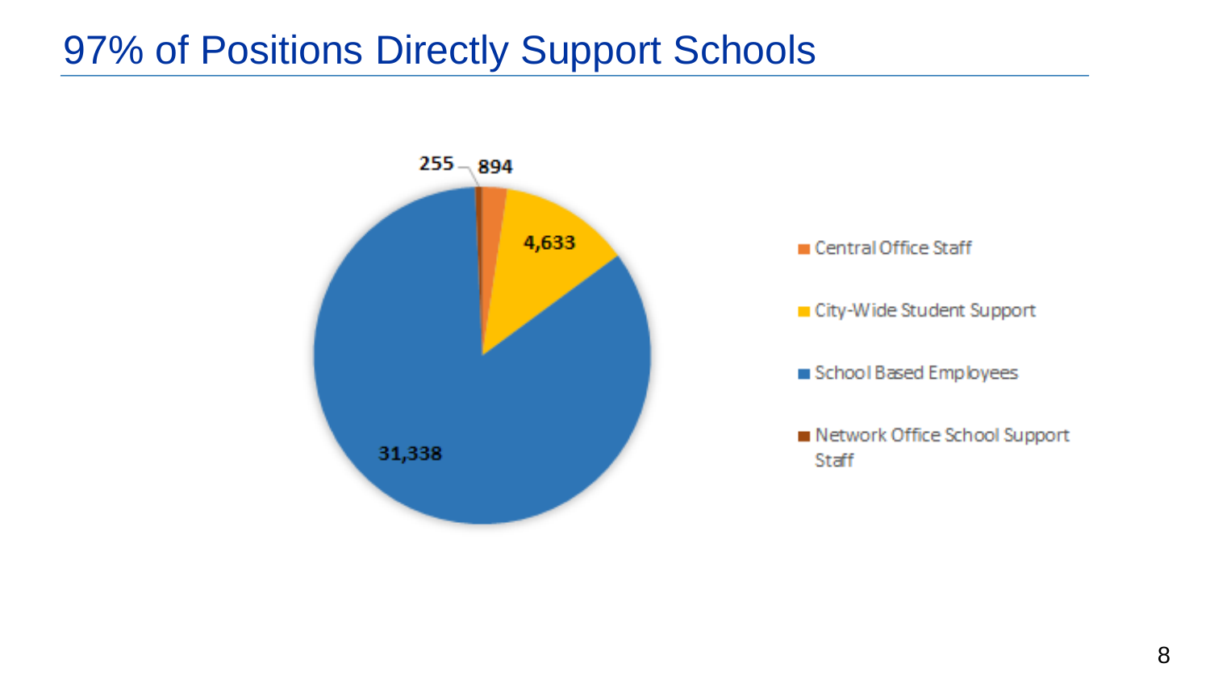# 97% of Positions Directly Support Schools

| Category | Positions |
| --- | --- |
| Central Office Staff | 894 |
| City-Wide Student Support | 4,633 |
| School Based Employees | 31,338 |
| Network Office School Support Staff | 255 |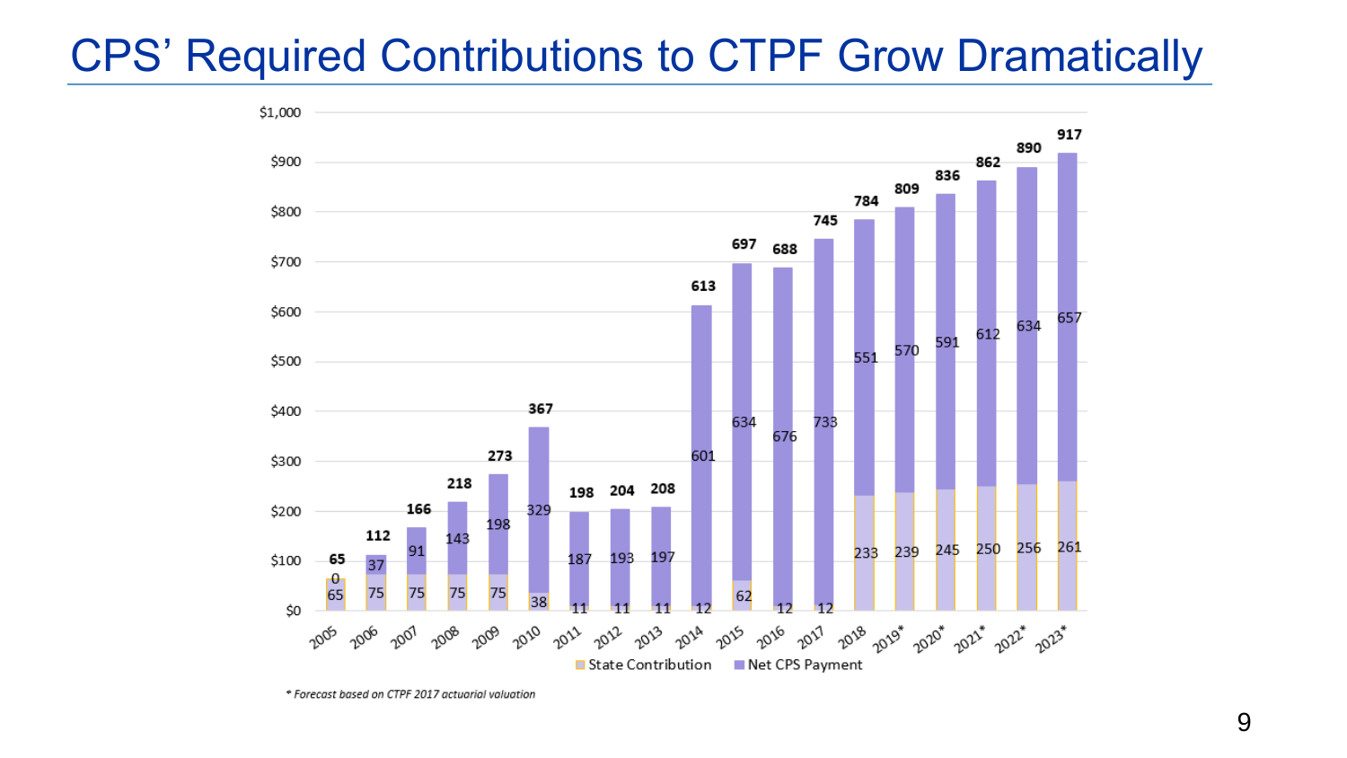# CPS' Required Contributions to CTPF Grow Dramatically

| Year | State Contribution | Net CPS Payment | Total |
|---|---|---|---|
| 2005 | 65 | 0 | 65 |
| 2006 | 75 | 37 | 112 |
| 2007 | 75 | 91 | 166 |
| 2008 | 75 | 143 | 218 |
| 2009 | 75 | 198 | 273 |
| 2010 | 38 | 329 | 367 |
| 2011 | 11 | 187 | 198 |
| 2012 | 11 | 193 | 204 |
| 2013 | 11 | 197 | 208 |
| 2014 | 12 | 601 | 613 |
| 2015 | 62 | 634 | 697 |
| 2016 | 12 | 676 | 688 |
| 2017 | 12 | 733 | 745 |
| 2018 | 233 | 551 | 784 |
| 2019* | 239 | 570 | 809 |
| 2020* | 245 | 591 | 836 |
| 2021* | 250 | 612 | 862 |
| 2022* | 256 | 634 | 890 |
| 2023* | 261 | 657 | 917 |

*\* Forecast based on CTPF 2017 actuarial valuation*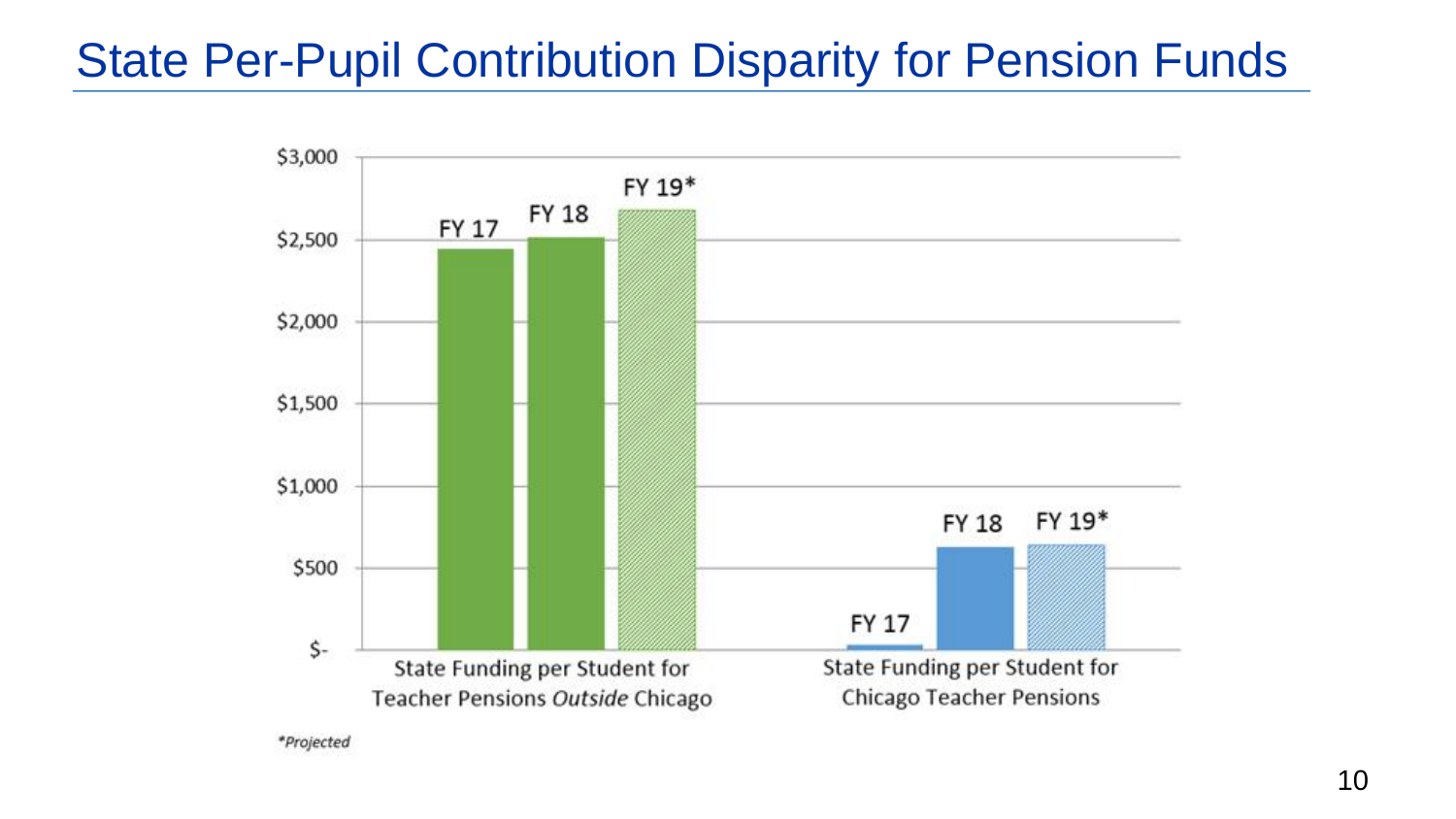# State Per-Pupil Contribution Disparity for Pension Funds

$3,000

$2,500

$2,000

$1,500

$1,000

$500

$-

FY 17 FY 18 FY 19*

State Funding per Student for Teacher Pensions *Outside* Chicago

FY 17 FY 18 FY 19*

State Funding per Student for Chicago Teacher Pensions

*\*Projected*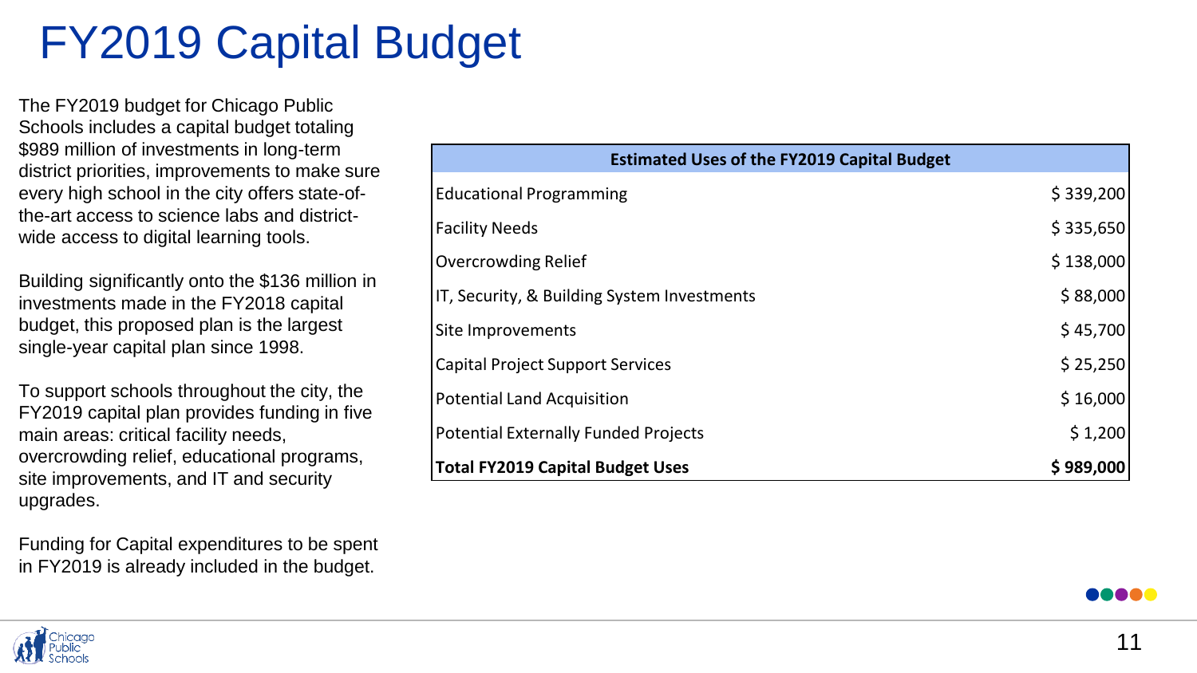# FY2019 Capital Budget

The FY2019 budget for Chicago Public Schools includes a capital budget totaling $989 million of investments in long-term district priorities, improvements to make sure every high school in the city offers state-of-the-art access to science labs and district-wide access to digital learning tools.

Building significantly onto the $136 million in investments made in the FY2018 capital budget, this proposed plan is the largest single-year capital plan since 1998.

To support schools throughout the city, the FY2019 capital plan provides funding in five main areas: critical facility needs, overcrowding relief, educational programs, site improvements, and IT and security upgrades.

Funding for Capital expenditures to be spent in FY2019 is already included in the budget.

| Estimated Uses of the FY2019 Capital Budget | |
|---|---|
| Educational Programming | $ 339,200 |
| Facility Needs | $ 335,650 |
| Overcrowding Relief | $ 138,000 |
| IT, Security, & Building System Investments | $ 88,000 |
| Site Improvements | $ 45,700 |
| Capital Project Support Services | $ 25,250 |
| Potential Land Acquisition | $ 16,000 |
| Potential Externally Funded Projects | $ 1,200 |
| **Total FY2019 Capital Budget Uses** | **$ 989,000** |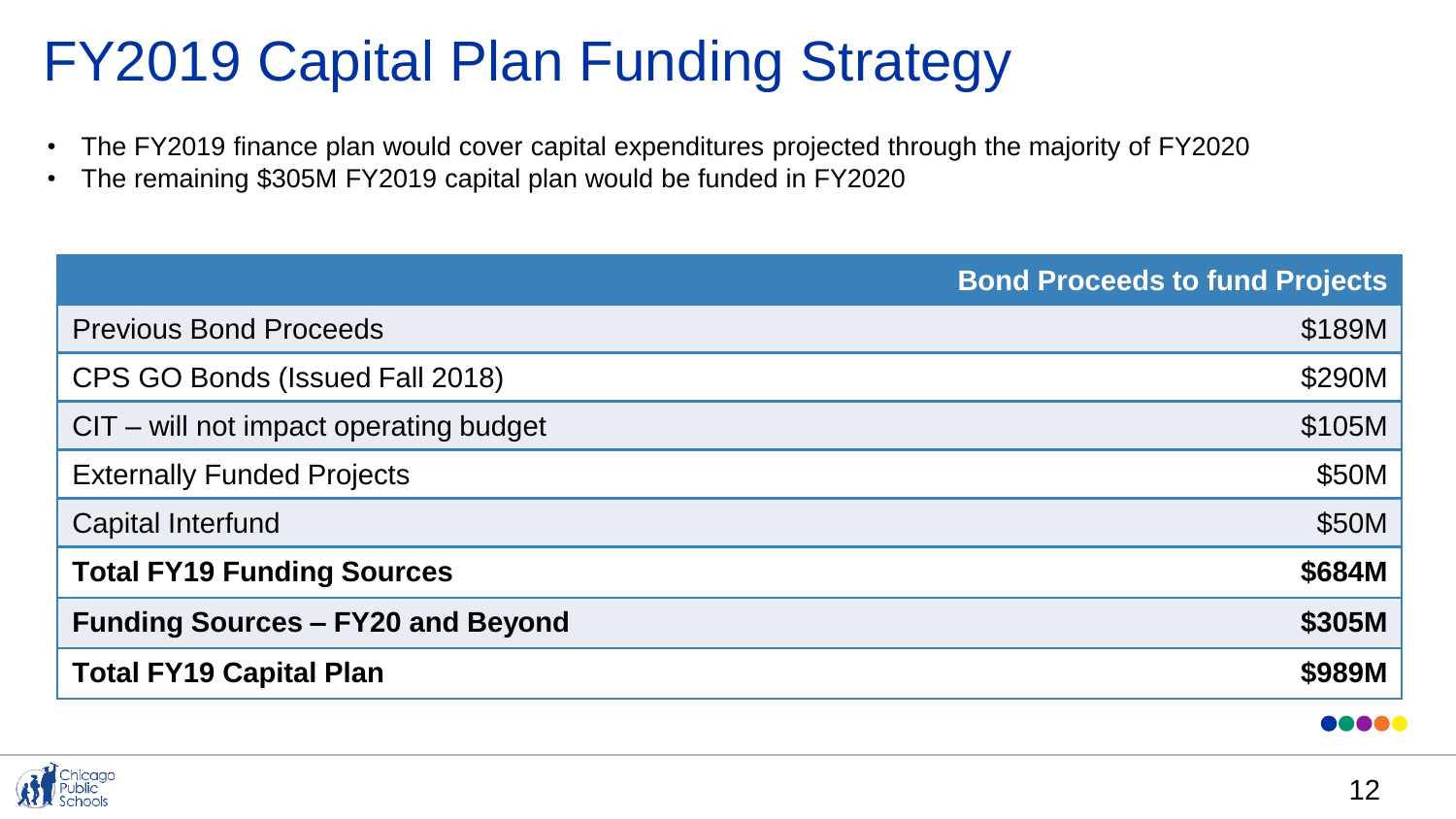# FY2019 Capital Plan Funding Strategy

- The FY2019 finance plan would cover capital expenditures projected through the majority of FY2020
- The remaining $305M FY2019 capital plan would be funded in FY2020

| | Bond Proceeds to fund Projects |
|---|---|
| Previous Bond Proceeds | $189M |
| CPS GO Bonds (Issued Fall 2018) | $290M |
| CIT – will not impact operating budget | $105M |
| Externally Funded Projects | $50M |
| Capital Interfund | $50M |
| **Total FY19 Funding Sources** | **$684M** |
| **Funding Sources – FY20 and Beyond** | **$305M** |
| **Total FY19 Capital Plan** | **$989M** |